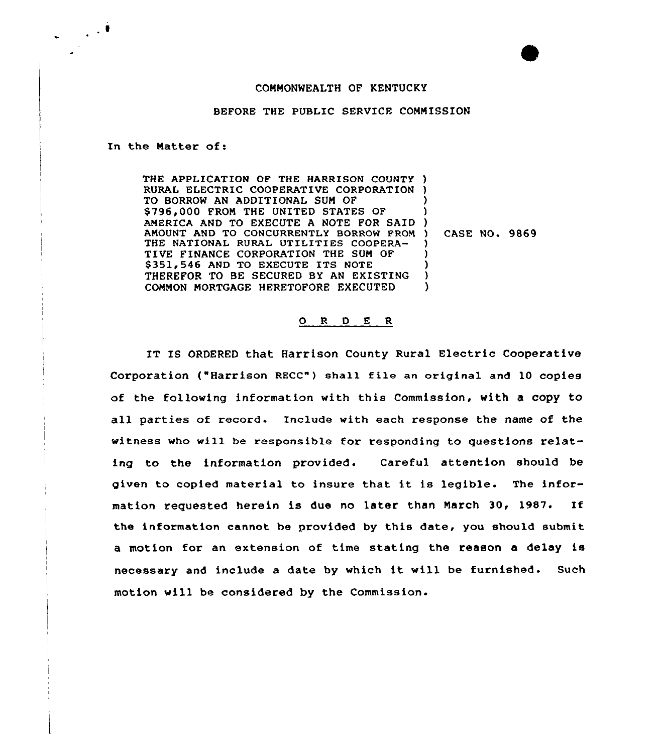COMMONWEALTH OF KENTUCKY

BEFORE THE PUBLIC SERVICE COMMISSION

In the Matter of:

| | |
|---|---|
| THE APPLICATION OF THE HARRISON COUNTY RURAL ELECTRIC COOPERATIVE CORPORATION TO BORROW AN ADDITIONAL SUM OF $796,000 FROM THE UNITED STATES OF AMERICA AND TO EXECUTE A NOTE FOR SAID AMOUNT AND TO CONCURRENTLY BORROW FROM THE NATIONAL RURAL UTILITIES COOPERATIVE FINANCE CORPORATION THE SUM OF $351,546 AND TO EXECUTE ITS NOTE THEREFOR TO BE SECURED BY AN EXISTING COMMON MORTGAGE HERETOFORE EXECUTED | CASE NO. 9869 |

O R D E R

IT IS ORDERED that Harrison County Rural Electric Cooperative Corporation ("Harrison RECC") shall file an original and 10 copies of the following information with this Commission, with a copy to all parties of record. Include with each response the name of the witness who will be responsible for responding to questions relating to the information provided. Careful attention should be given to copied material to insure that it is legible. The information requested herein is due no later than March 30, 1987. If the information cannot be provided by this date, you should submit a motion for an extension of time stating the reason a delay is necessary and include a date by which it will be furnished. Such motion will be considered by the Commission.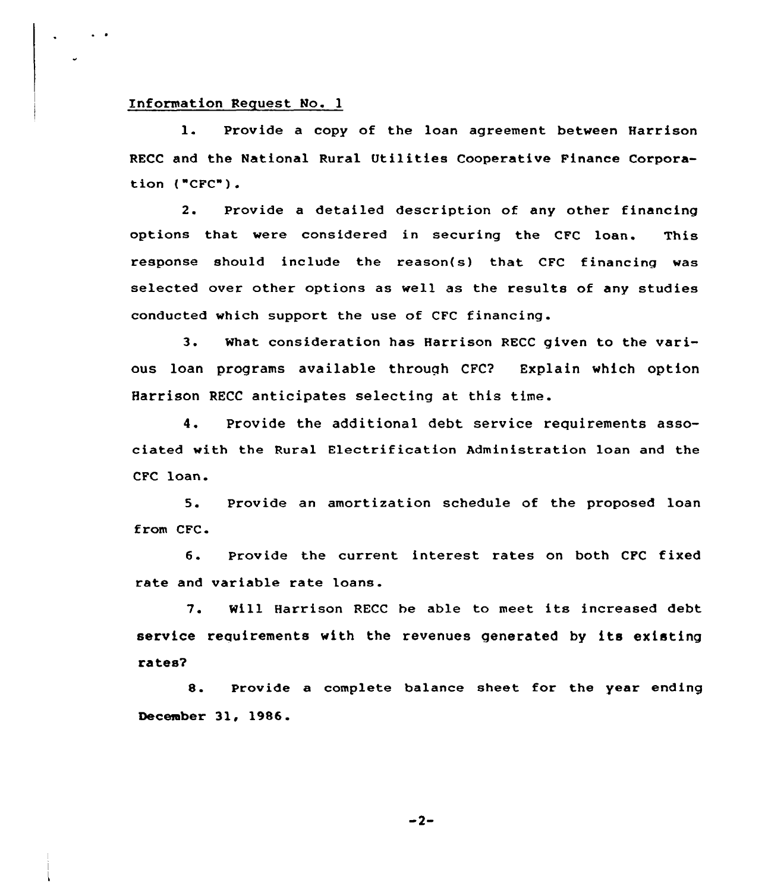Information Request No. 1

1. Provide a copy of the loan agreement between Harrison RECC and the National Rural Utilities Cooperative Finance Corporation ("CFC").

2. Provide a detailed description of any other financing options that were considered in securing the CFC loan. This response should include the reason(s) that CFC financing was selected over other options as well as the results of any studies conducted which support the use of CFC financing.

3. What consideration has Harrison RECC given to the various loan programs available through CFC? Explain which option Harrison RECC anticipates selecting at this time.

4. Provide the additional debt service requirements associated with the Rural Electrification Administration loan and the CFC loan.

5. Provide an amortization schedule of the proposed loan from CFC.

6. Provide the current interest rates on both CFC fixed rate and variable rate loans.

7. Will Harrison RECC be able to meet its increased debt service requirements with the revenues generated by its existing rates?

8. Provide a complete balance sheet for the year ending December 31, 1986.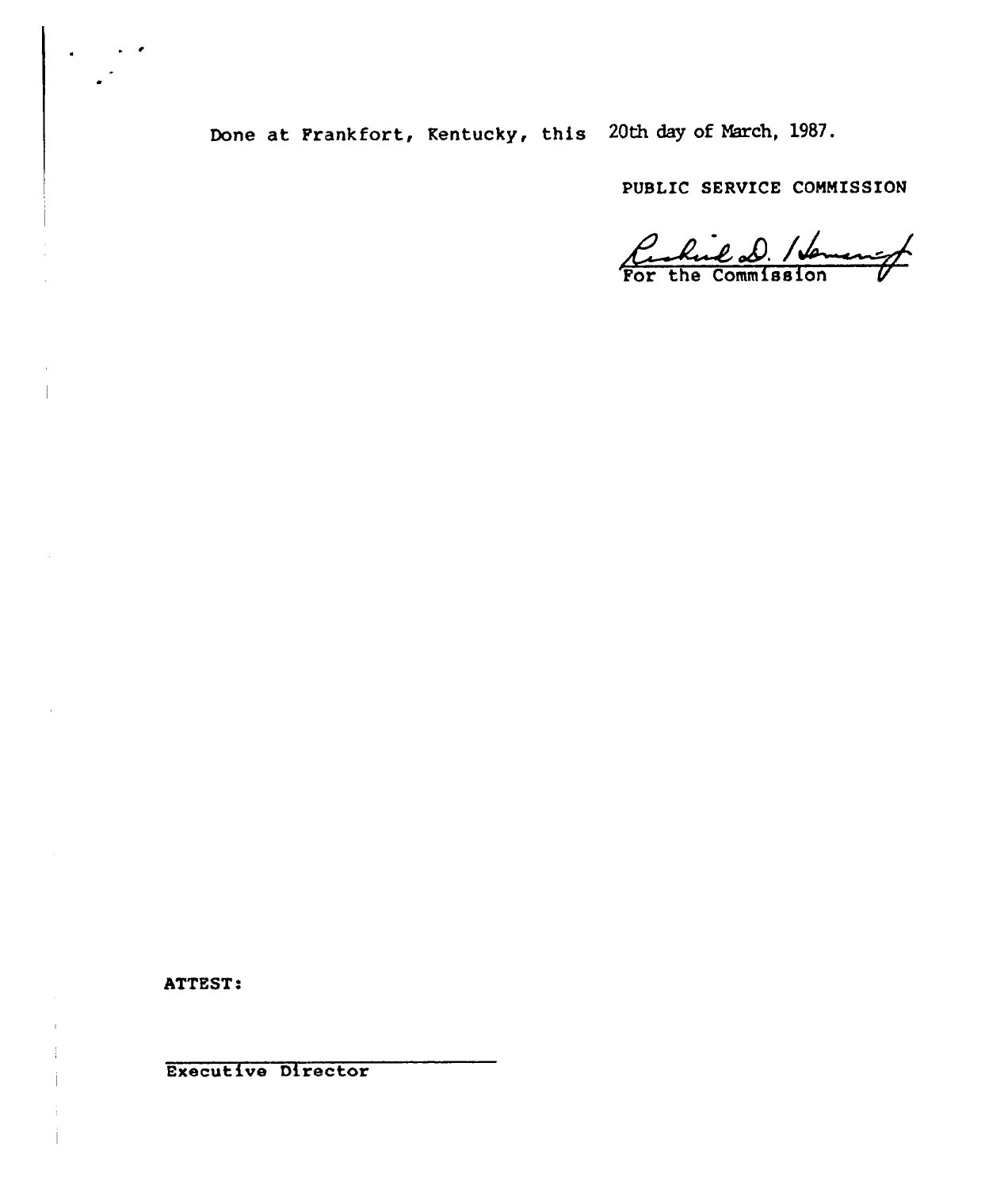Done at Frankfort, Kentucky, this 20th day of March, 1987.

PUBLIC SERVICE COMMISSION

For the Commission

ATTEST:

Executive Director